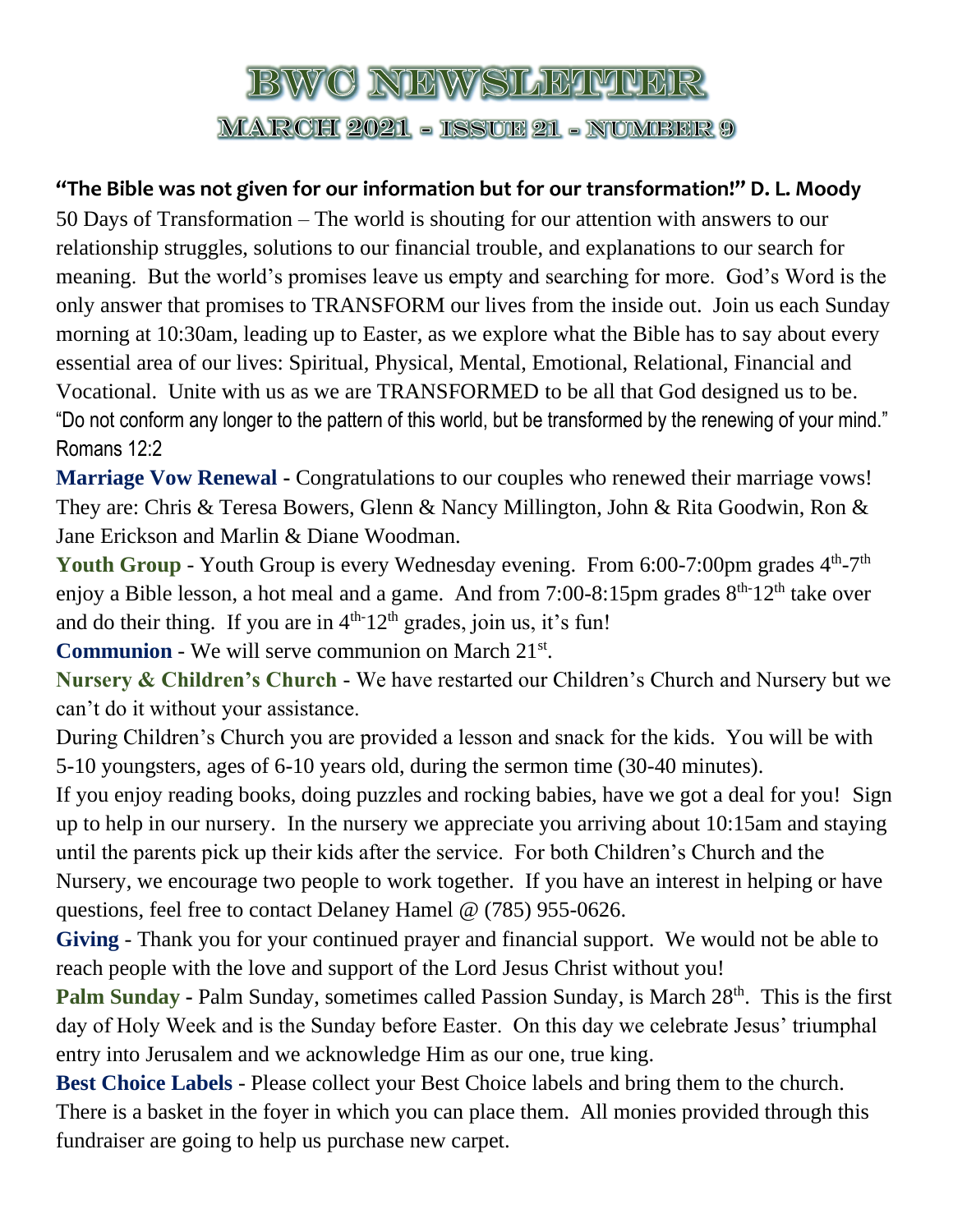# BWC NEWSLETTER

## MARCH 2021 - ISSUE 21 - NUMBER 9

**"The Bible was not given for our information but for our transformation!" D. L. Moody**

50 Days of Transformation – The world is shouting for our attention with answers to our relationship struggles, solutions to our financial trouble, and explanations to our search for meaning. But the world's promises leave us empty and searching for more. God's Word is the only answer that promises to TRANSFORM our lives from the inside out. Join us each Sunday morning at 10:30am, leading up to Easter, as we explore what the Bible has to say about every essential area of our lives: Spiritual, Physical, Mental, Emotional, Relational, Financial and Vocational. Unite with us as we are TRANSFORMED to be all that God designed us to be. "Do not conform any longer to the pattern of this world, but be transformed by the renewing of your mind." Romans 12:2

**Marriage Vow Renewal** - Congratulations to our couples who renewed their marriage vows! They are: Chris & Teresa Bowers, Glenn & Nancy Millington, John & Rita Goodwin, Ron & Jane Erickson and Marlin & Diane Woodman.

**Youth Group** - Youth Group is every Wednesday evening. From 6:00-7:00pm grades 4th-7th enjoy a Bible lesson, a hot meal and a game. And from 7:00-8:15pm grades 8th-12th take over and do their thing. If you are in 4th-12th grades, join us, it's fun!

**Communion** - We will serve communion on March 21st.

**Nursery & Children's Church** - We have restarted our Children's Church and Nursery but we can't do it without your assistance.

During Children's Church you are provided a lesson and snack for the kids. You will be with 5-10 youngsters, ages of 6-10 years old, during the sermon time (30-40 minutes).

If you enjoy reading books, doing puzzles and rocking babies, have we got a deal for you! Sign up to help in our nursery. In the nursery we appreciate you arriving about 10:15am and staying until the parents pick up their kids after the service. For both Children's Church and the Nursery, we encourage two people to work together. If you have an interest in helping or have questions, feel free to contact Delaney Hamel @ (785) 955-0626.

**Giving** - Thank you for your continued prayer and financial support. We would not be able to reach people with the love and support of the Lord Jesus Christ without you!

**Palm Sunday** - Palm Sunday, sometimes called Passion Sunday, is March 28th. This is the first day of Holy Week and is the Sunday before Easter. On this day we celebrate Jesus' triumphal entry into Jerusalem and we acknowledge Him as our one, true king.

**Best Choice Labels** - Please collect your Best Choice labels and bring them to the church. There is a basket in the foyer in which you can place them. All monies provided through this fundraiser are going to help us purchase new carpet.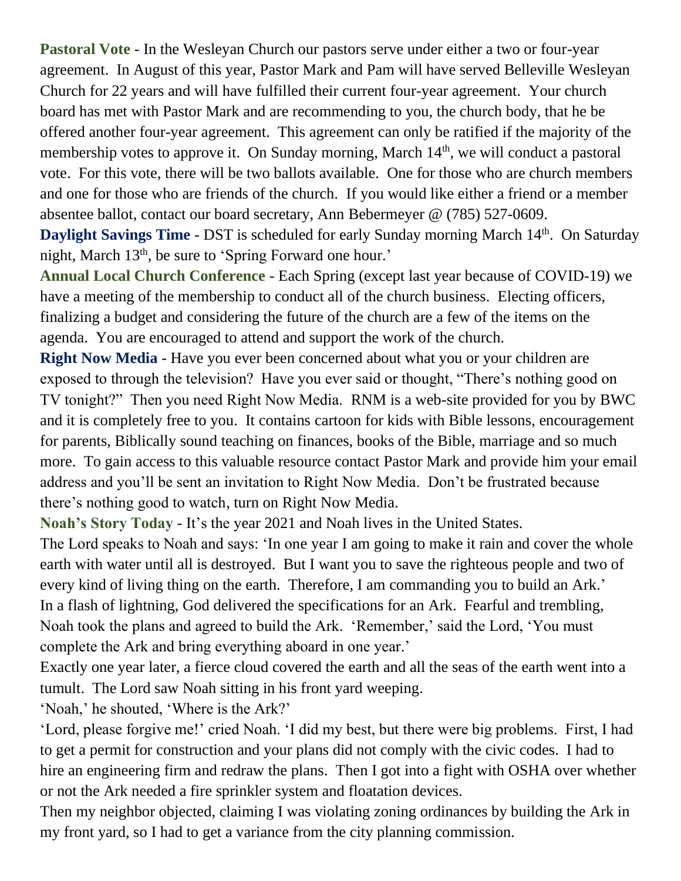**Pastoral Vote** - In the Wesleyan Church our pastors serve under either a two or four-year agreement. In August of this year, Pastor Mark and Pam will have served Belleville Wesleyan Church for 22 years and will have fulfilled their current four-year agreement. Your church board has met with Pastor Mark and are recommending to you, the church body, that he be offered another four-year agreement. This agreement can only be ratified if the majority of the membership votes to approve it. On Sunday morning, March 14th, we will conduct a pastoral vote. For this vote, there will be two ballots available. One for those who are church members and one for those who are friends of the church. If you would like either a friend or a member absentee ballot, contact our board secretary, Ann Bebermeyer @ (785) 527-0609.

**Daylight Savings Time** - DST is scheduled for early Sunday morning March 14th. On Saturday night, March 13th, be sure to 'Spring Forward one hour.'

**Annual Local Church Conference** - Each Spring (except last year because of COVID-19) we have a meeting of the membership to conduct all of the church business. Electing officers, finalizing a budget and considering the future of the church are a few of the items on the agenda. You are encouraged to attend and support the work of the church.

**Right Now Media** - Have you ever been concerned about what you or your children are exposed to through the television? Have you ever said or thought, "There's nothing good on TV tonight?" Then you need Right Now Media. RNM is a web-site provided for you by BWC and it is completely free to you. It contains cartoon for kids with Bible lessons, encouragement for parents, Biblically sound teaching on finances, books of the Bible, marriage and so much more. To gain access to this valuable resource contact Pastor Mark and provide him your email address and you'll be sent an invitation to Right Now Media. Don't be frustrated because there's nothing good to watch, turn on Right Now Media.

**Noah's Story Today** - It's the year 2021 and Noah lives in the United States.

The Lord speaks to Noah and says: 'In one year I am going to make it rain and cover the whole earth with water until all is destroyed. But I want you to save the righteous people and two of every kind of living thing on the earth. Therefore, I am commanding you to build an Ark.'

In a flash of lightning, God delivered the specifications for an Ark. Fearful and trembling, Noah took the plans and agreed to build the Ark. 'Remember,' said the Lord, 'You must complete the Ark and bring everything aboard in one year.'

Exactly one year later, a fierce cloud covered the earth and all the seas of the earth went into a tumult. The Lord saw Noah sitting in his front yard weeping.

'Noah,' he shouted, 'Where is the Ark?'

'Lord, please forgive me!' cried Noah. 'I did my best, but there were big problems. First, I had to get a permit for construction and your plans did not comply with the civic codes. I had to hire an engineering firm and redraw the plans. Then I got into a fight with OSHA over whether or not the Ark needed a fire sprinkler system and floatation devices.

Then my neighbor objected, claiming I was violating zoning ordinances by building the Ark in my front yard, so I had to get a variance from the city planning commission.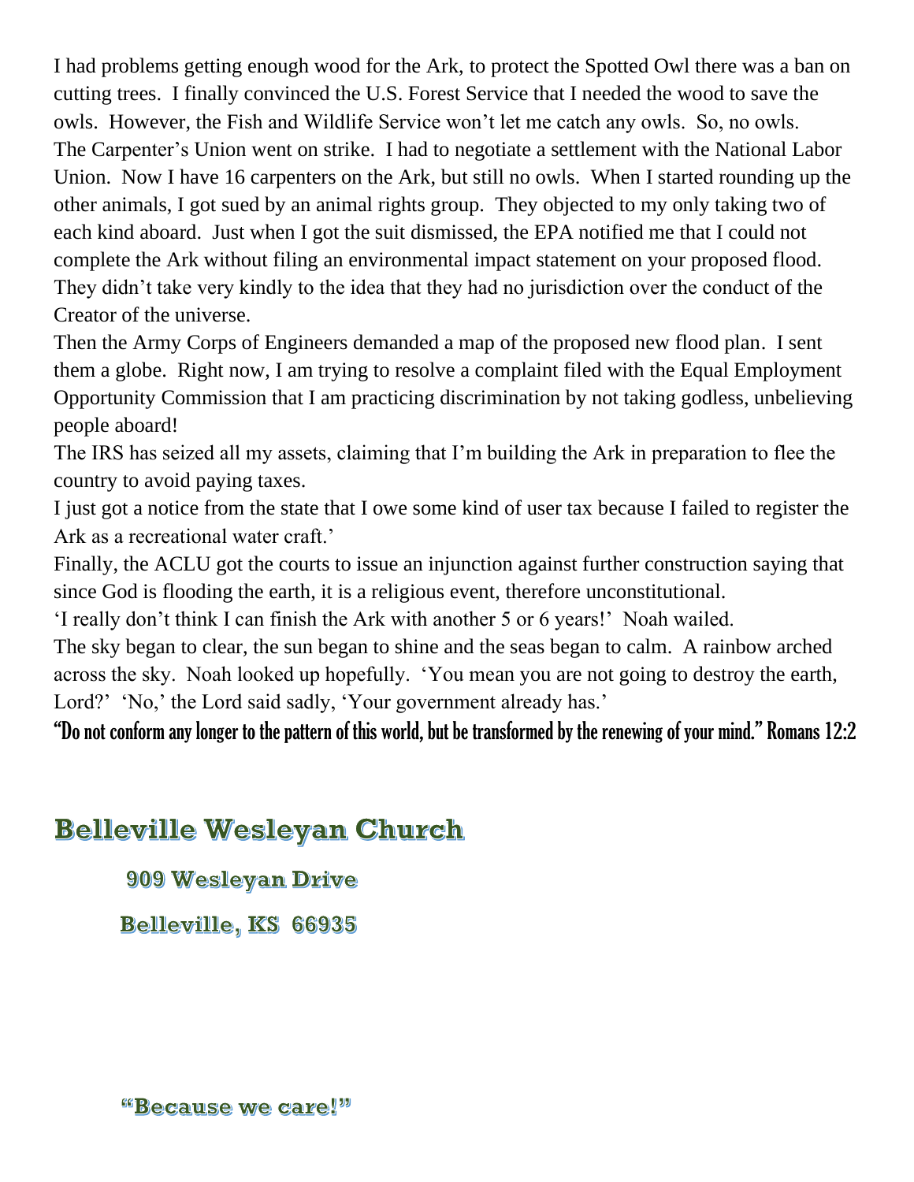I had problems getting enough wood for the Ark, to protect the Spotted Owl there was a ban on cutting trees. I finally convinced the U.S. Forest Service that I needed the wood to save the owls. However, the Fish and Wildlife Service won't let me catch any owls. So, no owls.

The Carpenter's Union went on strike. I had to negotiate a settlement with the National Labor Union. Now I have 16 carpenters on the Ark, but still no owls. When I started rounding up the other animals, I got sued by an animal rights group. They objected to my only taking two of each kind aboard. Just when I got the suit dismissed, the EPA notified me that I could not complete the Ark without filing an environmental impact statement on your proposed flood. They didn't take very kindly to the idea that they had no jurisdiction over the conduct of the Creator of the universe.

Then the Army Corps of Engineers demanded a map of the proposed new flood plan. I sent them a globe. Right now, I am trying to resolve a complaint filed with the Equal Employment Opportunity Commission that I am practicing discrimination by not taking godless, unbelieving people aboard!

The IRS has seized all my assets, claiming that I'm building the Ark in preparation to flee the country to avoid paying taxes.

I just got a notice from the state that I owe some kind of user tax because I failed to register the Ark as a recreational water craft.'

Finally, the ACLU got the courts to issue an injunction against further construction saying that since God is flooding the earth, it is a religious event, therefore unconstitutional.

'I really don't think I can finish the Ark with another 5 or 6 years!' Noah wailed.

The sky began to clear, the sun began to shine and the seas began to calm. A rainbow arched across the sky. Noah looked up hopefully. 'You mean you are not going to destroy the earth, Lord?' 'No,' the Lord said sadly, 'Your government already has.'

**"Do not conform any longer to the pattern of this world, but be transformed by the renewing of your mind." Romans 12:2**

## Belleville Wesleyan Church

**909 Wesleyan Drive**

**Belleville, KS 66935**

**"Because we care!"**